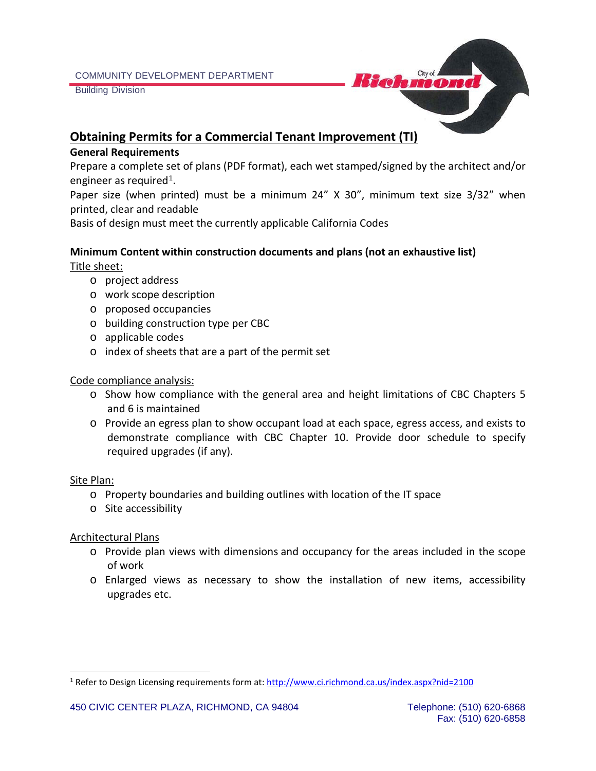COMMUNITY DEVELOPMENT DEPARTMENT
Building Division

# Obtaining Permits for a Commercial Tenant Improvement (TI)

**General Requirements**

Prepare a complete set of plans (PDF format), each wet stamped/signed by the architect and/or engineer as required[1].

Paper size (when printed) must be a minimum 24" X 30", minimum text size 3/32" when printed, clear and readable

Basis of design must meet the currently applicable California Codes

**Minimum Content within construction documents and plans (not an exhaustive list)**

Title sheet:

- project address
- work scope description
- proposed occupancies
- building construction type per CBC
- applicable codes
- index of sheets that are a part of the permit set

Code compliance analysis:

- Show how compliance with the general area and height limitations of CBC Chapters 5 and 6 is maintained
- Provide an egress plan to show occupant load at each space, egress access, and exists to demonstrate compliance with CBC Chapter 10. Provide door schedule to specify required upgrades (if any).

Site Plan:

- Property boundaries and building outlines with location of the IT space
- Site accessibility

Architectural Plans

- Provide plan views with dimensions and occupancy for the areas included in the scope of work
- Enlarged views as necessary to show the installation of new items, accessibility upgrades etc.

[1] Refer to Design Licensing requirements form at: http://www.ci.richmond.ca.us/index.aspx?nid=2100

450 CIVIC CENTER PLAZA, RICHMOND, CA 94804 — Telephone: (510) 620-6868 Fax: (510) 620-6858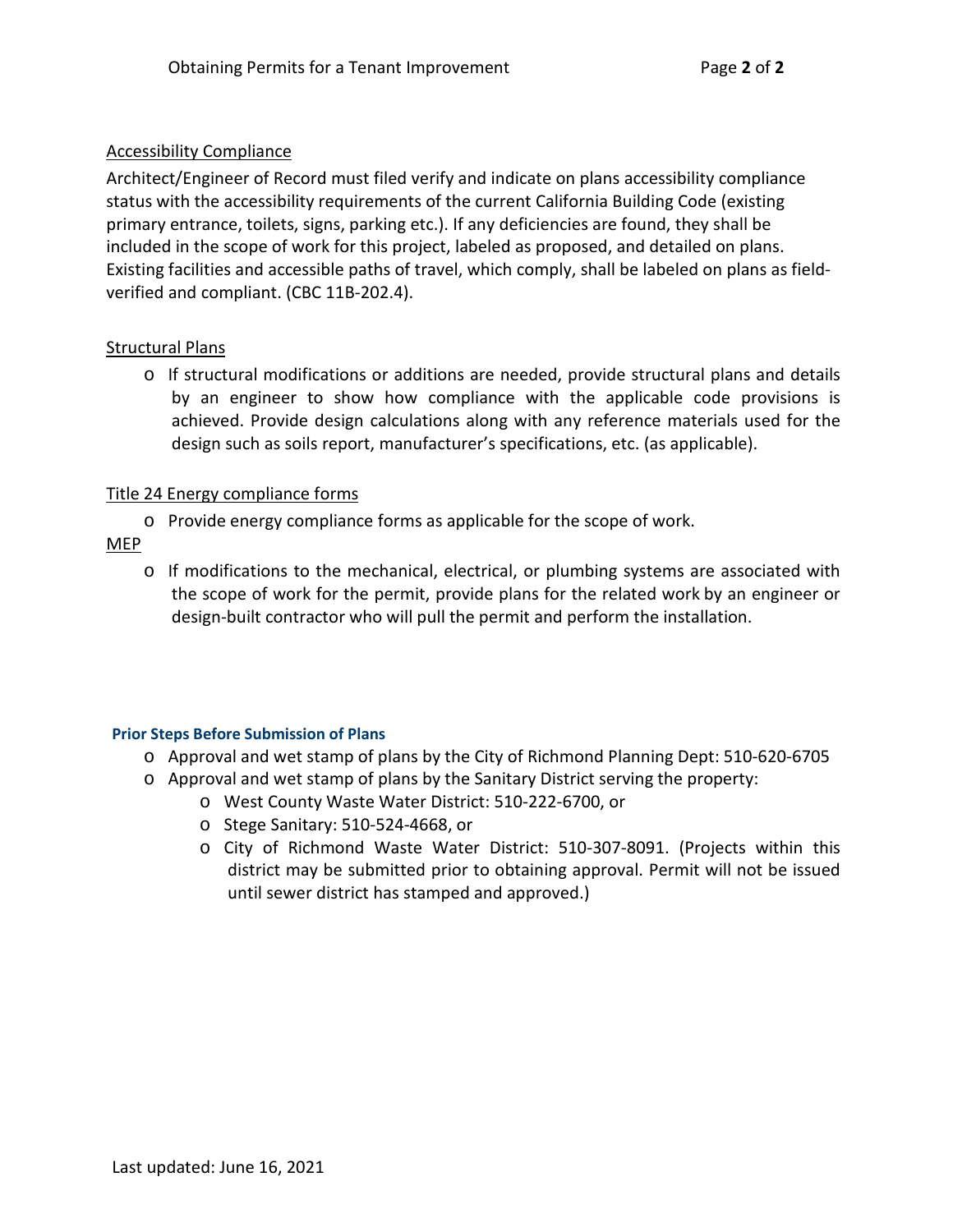## Accessibility Compliance

Architect/Engineer of Record must filed verify and indicate on plans accessibility compliance status with the accessibility requirements of the current California Building Code (existing primary entrance, toilets, signs, parking etc.). If any deficiencies are found, they shall be included in the scope of work for this project, labeled as proposed, and detailed on plans. Existing facilities and accessible paths of travel, which comply, shall be labeled on plans as field-verified and compliant. (CBC 11B-202.4).

## Structural Plans

- If structural modifications or additions are needed, provide structural plans and details by an engineer to show how compliance with the applicable code provisions is achieved. Provide design calculations along with any reference materials used for the design such as soils report, manufacturer's specifications, etc. (as applicable).

## Title 24 Energy compliance forms

- Provide energy compliance forms as applicable for the scope of work.

## MEP

- If modifications to the mechanical, electrical, or plumbing systems are associated with the scope of work for the permit, provide plans for the related work by an engineer or design-built contractor who will pull the permit and perform the installation.

**Prior Steps Before Submission of Plans**

- Approval and wet stamp of plans by the City of Richmond Planning Dept: 510-620-6705
- Approval and wet stamp of plans by the Sanitary District serving the property:
  - West County Waste Water District: 510-222-6700, or
  - Stege Sanitary: 510-524-4668, or
  - City of Richmond Waste Water District: 510-307-8091. (Projects within this district may be submitted prior to obtaining approval. Permit will not be issued until sewer district has stamped and approved.)

Last updated: June 16, 2021